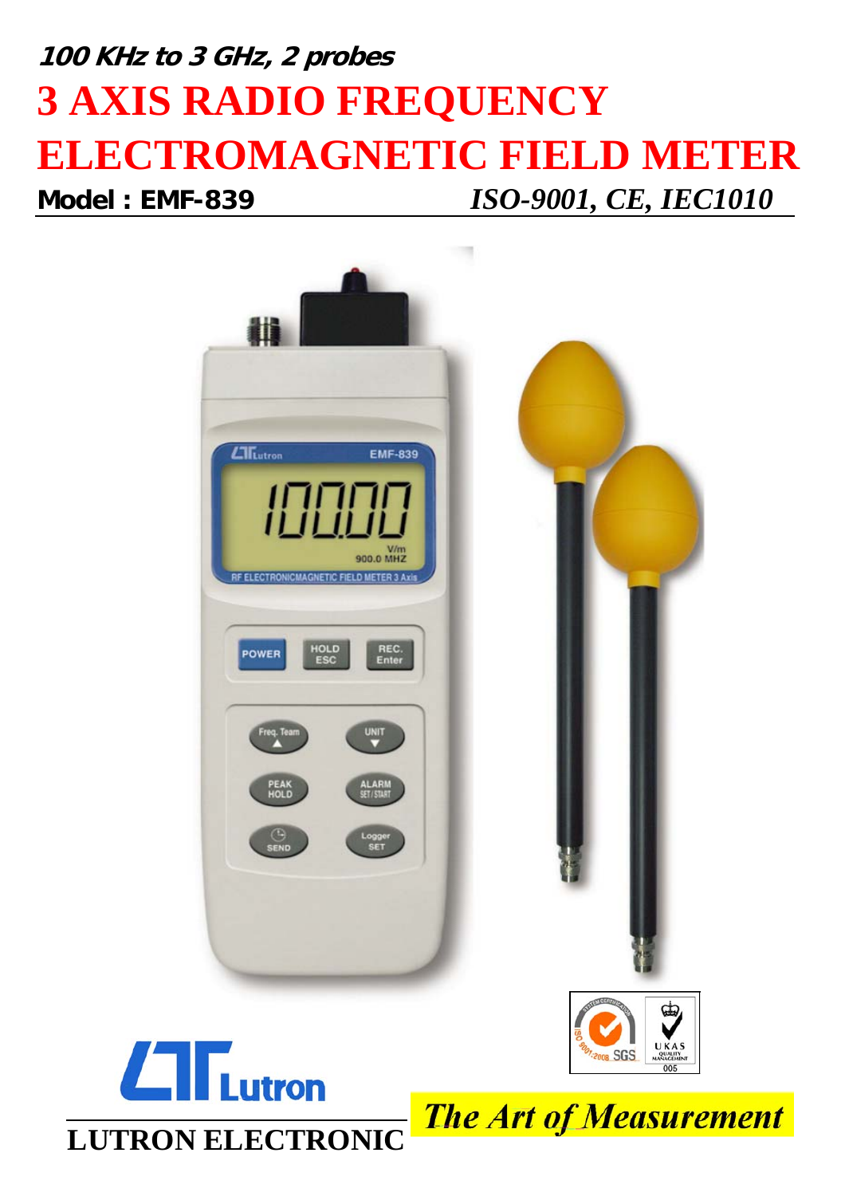**100 KHz to 3 GHz, 2 probes**

# 3 AXIS RADIO FREQUENCY ELECTROMAGNETIC FIELD METER

**Model : EMF-839** *ISO-9001, CE, IEC1010*

Lutron

**LUTRON ELECTRONIC**

*The Art of Measurement*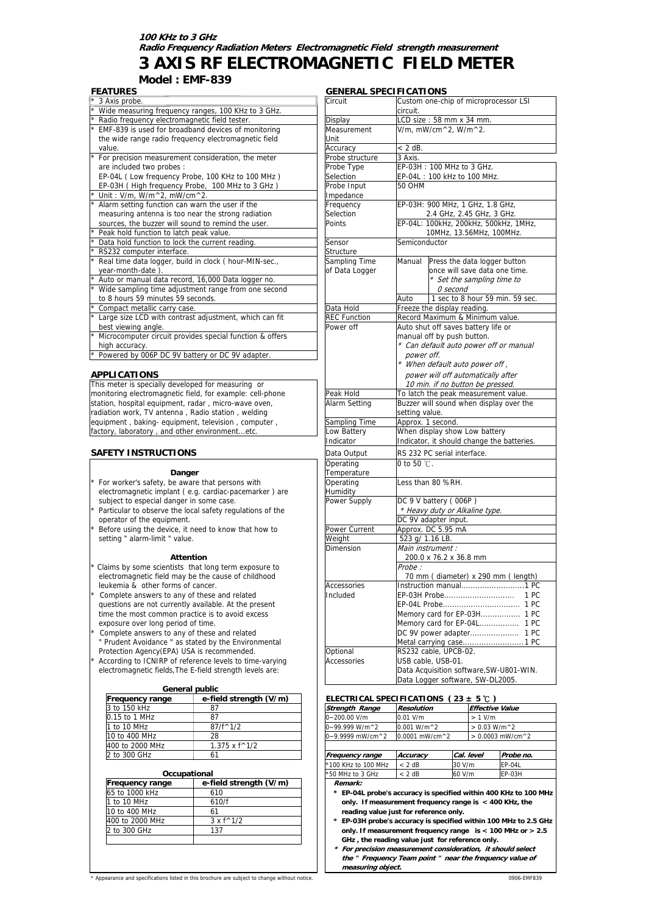***100 KHz to 3 GHz***

***Radio Frequency Radiation Meters Electromagnetic Field strength measurement***

# 3 AXIS RF ELECTROMAGNETIC FIELD METER

## Model : EMF-839

### FEATURES

* 3 Axis probe.
* Wide measuring frequency ranges, 100 KHz to 3 GHz.
* Radio frequency electromagnetic field tester.
* EMF-839 is used for broadband devices of monitoring the wide range radio frequency electromagnetic field value.
* For precision measurement consideration, the meter are included two probes :
  EP-04L ( Low frequency Probe, 100 KHz to 100 MHz )
  EP-03H ( High frequency Probe, 100 MHz to 3 GHz )
* Unit : V/m, W/m^2, mW/cm^2.
* Alarm setting function can warn the user if the measuring antenna is too near the strong radiation sources, the buzzer will sound to remind the user.
* Peak hold function to latch peak value.
* Data hold function to lock the current reading.
* RS232 computer interface.
* Real time data logger, build in clock ( hour-MIN-sec., year-month-date ).
* Auto or manual data record, 16,000 Data logger no.
* Wide sampling time adjustment range from one second to 8 hours 59 minutes 59 seconds.
* Compact metallic carry case.
* Large size LCD with contrast adjustment, which can fit best viewing angle.
* Microcomputer circuit provides special function & offers high accuracy.
* Powered by 006P DC 9V battery or DC 9V adapter.

### APPLICATIONS

This meter is specially developed for measuring or monitoring electromagnetic field, for example: cell-phone station, hospital equipment, radar , micro-wave oven, radiation work, TV antenna , Radio station , welding equipment , baking- equipment, television , computer , factory, laboratory , and other environment...etc.

### SAFETY INSTRUCTIONS

**Danger**

* For worker's safety, be aware that persons with electromagnetic implant ( e.g. cardiac-pacemarker ) are subject to especial danger in some case.
* Particular to observe the local safety regulations of the operator of the equipment.
* Before using the device, it need to know that how to setting " alarm-limit " value.

**Attention**

* Claims by some scientists that long term exposure to electromagnetic field may be the cause of childhood leukemia & other forms of cancer.
* Complete answers to any of these and related questions are not currently available. At the present time the most common practice is to avoid excess exposure over long period of time.
* Complete answers to any of these and related " Prudent Avoidance " as stated by the Environmental Protection Agency(EPA) USA is recommended.
* According to ICNIRP of reference levels to time-varying electromagnetic fields,The E-field strength levels are:

**General public**

| Frequency range | e-field strength (V/m) |
|---|---|
| 3 to 150 kHz | 87 |
| 0.15 to 1 MHz | 87 |
| 1 to 10 MHz | 87/f^1/2 |
| 10 to 400 MHz | 28 |
| 400 to 2000 MHz | 1.375 x f^1/2 |
| 2 to 300 GHz | 61 |

**Occupational**

| Frequency range | e-field strength (V/m) |
|---|---|
| 65 to 1000 kHz | 610 |
| 1 to 10 MHz | 610/f |
| 10 to 400 MHz | 61 |
| 400 to 2000 MHz | 3 x f^1/2 |
| 2 to 300 GHz | 137 |

### GENERAL SPECIFICATIONS

| | |
|---|---|
| Circuit | Custom one-chip of microprocessor LSI circuit. |
| Display | LCD size : 58 mm x 34 mm. |
| Measurement Unit | V/m, mW/cm^2, W/m^2. |
| Accuracy | < 2 dB. |
| Probe structure | 3 Axis. |
| Probe Type Selection | EP-03H : 100 MHz to 3 GHz. EP-04L : 100 kHz to 100 MHz. |
| Probe Input Impedance | 50 OHM |
| Frequency Selection Points | EP-03H: 900 MHz, 1 GHz, 1.8 GHz, 2.4 GHz, 2.45 GHz, 3 GHz. EP-04L: 100kHz, 200kHz, 500kHz, 1MHz, 10MHz, 13.56MHz, 100MHz. |
| Sensor Structure | Semiconductor |
| Sampling Time of Data Logger | Manual: Press the data logger button once will save data one time. *\* Set the sampling time to 0 second* Auto: 1 sec to 8 hour 59 min. 59 sec. |
| Data Hold | Freeze the display reading. |
| REC Function | Record Maximum & Minimum value. |
| Power off | Auto shut off saves battery life or manual off by push button. *\* Can default auto power off or manual power off.* *\* When default auto power off , power will off automatically after 10 min. if no button be pressed.* |
| Peak Hold | To latch the peak measurement value. |
| Alarm Setting | Buzzer will sound when display over the setting value. |
| Sampling Time | Approx. 1 second. |
| Low Battery Indicator | When display show Low battery Indicator, it should change the batteries. |
| Data Output | RS 232 PC serial interface. |
| Operating Temperature | 0 to 50 ℃. |
| Operating Humidity | Less than 80 % RH. |
| Power Supply | DC 9 V battery ( 006P ) *\* Heavy duty or Alkaline type.* DC 9V adapter input. |
| Power Current | Approx. DC 5.95 mA |
| Weight | 523 g/ 1.16 LB. |
| Dimension | *Main instrument :* 200.0 x 76.2 x 36.8 mm *Probe :* 70 mm ( diameter) x 290 mm ( length) |
| Accessories Included | Instruction manual....1 PC; EP-03H Probe.... 1 PC; EP-04L Probe.... 1 PC; Memory card for EP-03H.... 1 PC; Memory card for EP-04L.... 1 PC; DC 9V power adapter.... 1 PC; Metal carrying case....1 PC |
| Optional Accessories | RS232 cable, UPCB-02. USB cable, USB-01. Data Acquisition software,SW-U801-WIN. Data Logger software, SW-DL2005. |

### ELECTRICAL SPECIFICATIONS ( 23 ± 5 ℃ )

| *Strength Range* | *Resolution* | *Effective Value* |
|---|---|---|
| 0~200.00 V/m | 0.01 V/m | > 1 V/m |
| 0~99.999 W/m^2 | 0.001 W/m^2 | > 0.03 W/m^2 |
| 0~9.9999 mW/cm^2 | 0.0001 mW/cm^2 | > 0.0003 mW/cm^2 |

| *Frequency range* | *Accuracy* | *Cal. level* | *Probe no.* |
|---|---|---|---|
| *100 KHz to 100 MHz | < 2 dB | 30 V/m | EP-04L |
| *50 MHz to 3 GHz | < 2 dB | 60 V/m | EP-03H |

***Remark:***

* **EP-04L probe's accuracy is specified within 400 KHz to 100 MHz only. If measurement frequency range is < 400 KHz, the reading value just for reference only.**
* **EP-03H probe's accuracy is specified within 100 MHz to 2.5 GHz only. If measurement frequency range is < 100 MHz or > 2.5 GHz , the reading value just for reference only.**
* ***For precision measurement consideration, it should select the " Frequency Team point " near the frequency value of measuring object.***

\* Appearance and specifications listed in this brochure are subject to change without notice.

0906-EMF839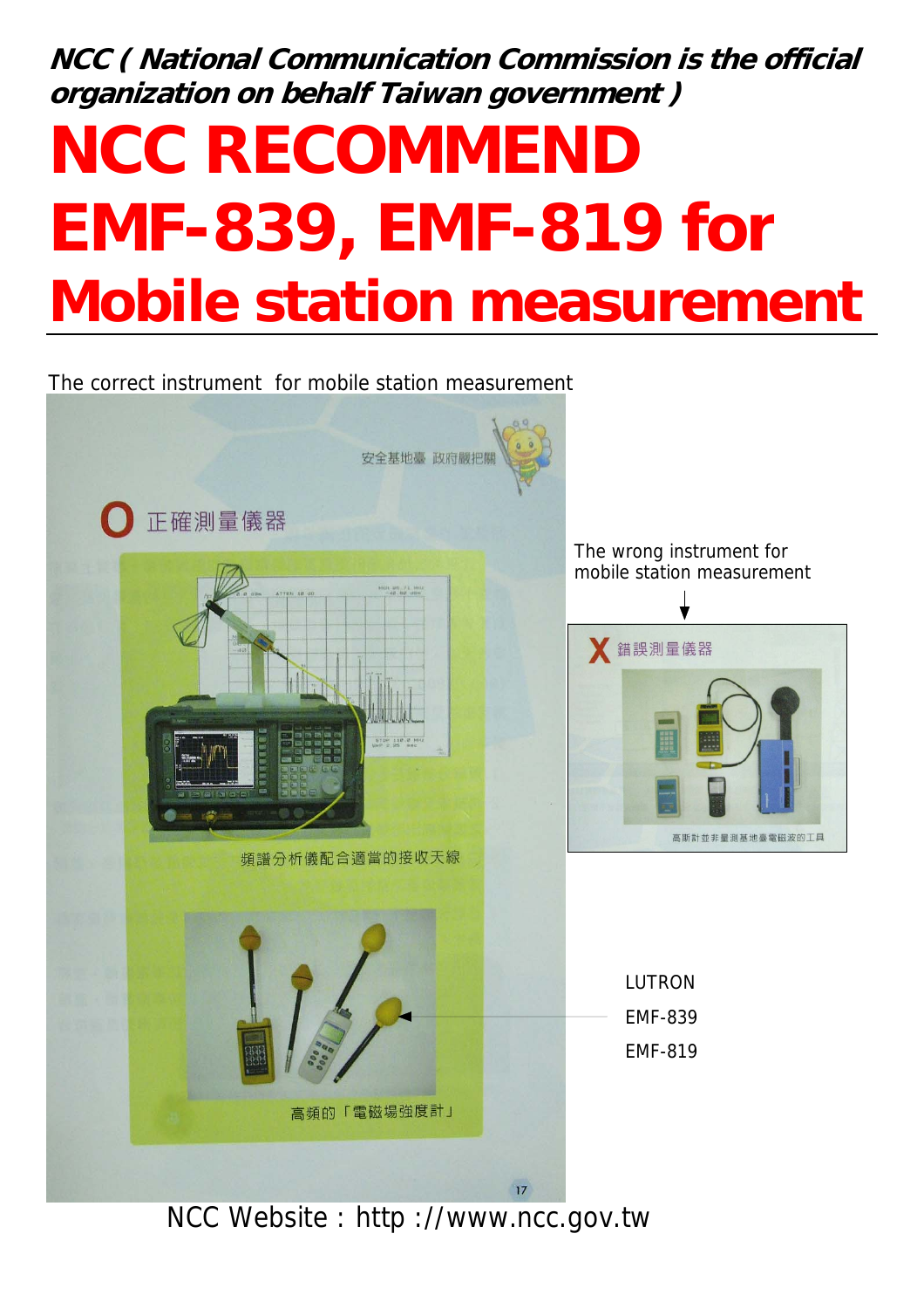***NCC ( National Communication Commission is the official organization on behalf Taiwan government )***

# NCC RECOMMEND EMF-839, EMF-819 for Mobile station measurement

The correct instrument for mobile station measurement

安全基地臺 政府嚴把關

O 正確測量儀器

頻譜分析儀配合適當的接收天線

高頻的「電磁場強度計」

The wrong instrument for mobile station measurement

X 錯誤測量儀器

高斯計並非量測基地臺電磁波的工具

LUTRON
EMF-839
EMF-819

NCC Website : http ://www.ncc.gov.tw